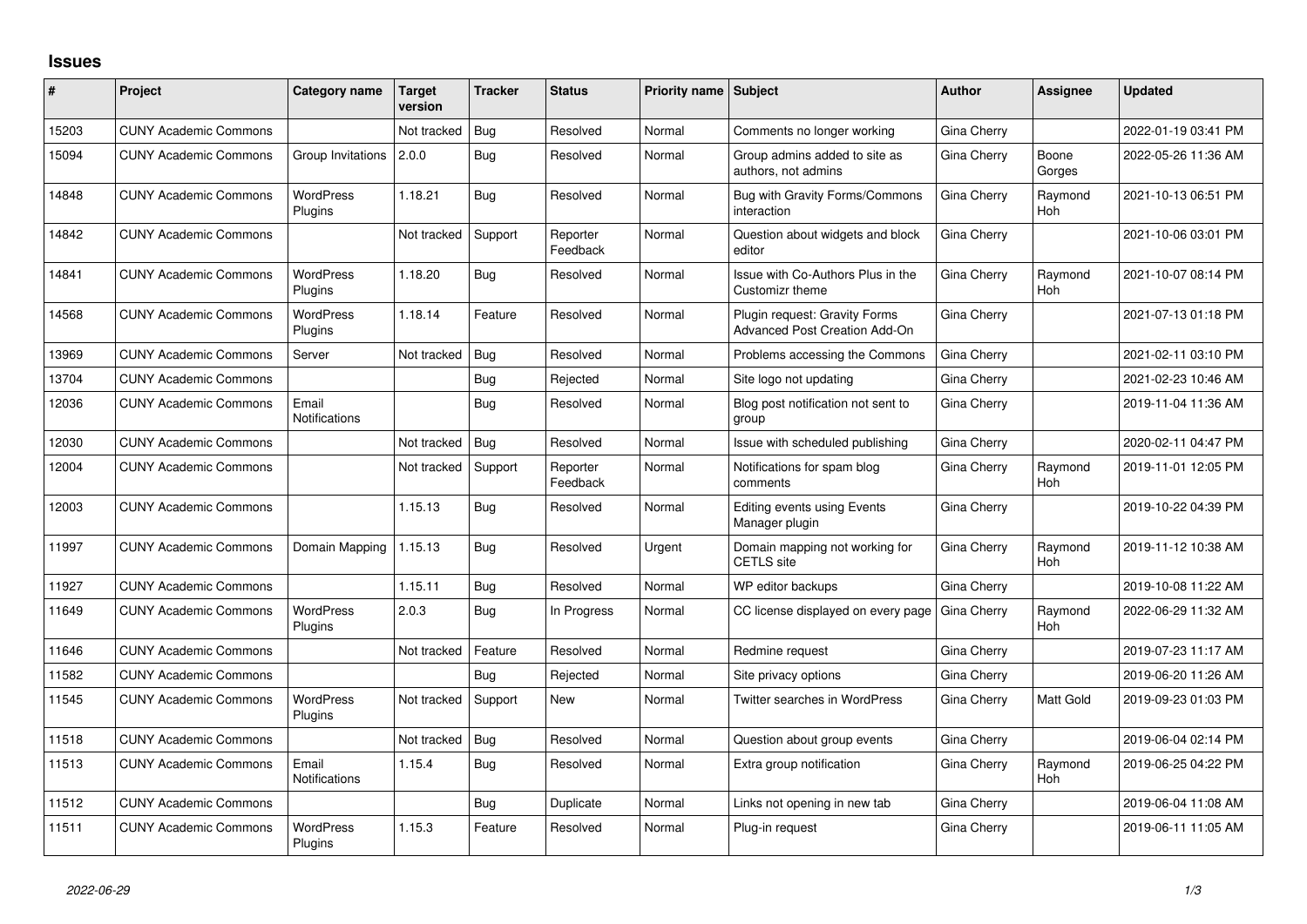# Issues

| # | Project | Category name | Target version | Tracker | Status | Priority name | Subject | Author | Assignee | Updated |
|---|---|---|---|---|---|---|---|---|---|---|
| 15203 | CUNY Academic Commons | | Not tracked | Bug | Resolved | Normal | Comments no longer working | Gina Cherry | | 2022-01-19 03:41 PM |
| 15094 | CUNY Academic Commons | Group Invitations | 2.0.0 | Bug | Resolved | Normal | Group admins added to site as authors, not admins | Gina Cherry | Boone Gorges | 2022-05-26 11:36 AM |
| 14848 | CUNY Academic Commons | WordPress Plugins | 1.18.21 | Bug | Resolved | Normal | Bug with Gravity Forms/Commons interaction | Gina Cherry | Raymond Hoh | 2021-10-13 06:51 PM |
| 14842 | CUNY Academic Commons | | Not tracked | Support | Reporter Feedback | Normal | Question about widgets and block editor | Gina Cherry | | 2021-10-06 03:01 PM |
| 14841 | CUNY Academic Commons | WordPress Plugins | 1.18.20 | Bug | Resolved | Normal | Issue with Co-Authors Plus in the Customizr theme | Gina Cherry | Raymond Hoh | 2021-10-07 08:14 PM |
| 14568 | CUNY Academic Commons | WordPress Plugins | 1.18.14 | Feature | Resolved | Normal | Plugin request: Gravity Forms Advanced Post Creation Add-On | Gina Cherry | | 2021-07-13 01:18 PM |
| 13969 | CUNY Academic Commons | Server | Not tracked | Bug | Resolved | Normal | Problems accessing the Commons | Gina Cherry | | 2021-02-11 03:10 PM |
| 13704 | CUNY Academic Commons | | | Bug | Rejected | Normal | Site logo not updating | Gina Cherry | | 2021-02-23 10:46 AM |
| 12036 | CUNY Academic Commons | Email Notifications | | Bug | Resolved | Normal | Blog post notification not sent to group | Gina Cherry | | 2019-11-04 11:36 AM |
| 12030 | CUNY Academic Commons | | Not tracked | Bug | Resolved | Normal | Issue with scheduled publishing | Gina Cherry | | 2020-02-11 04:47 PM |
| 12004 | CUNY Academic Commons | | Not tracked | Support | Reporter Feedback | Normal | Notifications for spam blog comments | Gina Cherry | Raymond Hoh | 2019-11-01 12:05 PM |
| 12003 | CUNY Academic Commons | | 1.15.13 | Bug | Resolved | Normal | Editing events using Events Manager plugin | Gina Cherry | | 2019-10-22 04:39 PM |
| 11997 | CUNY Academic Commons | Domain Mapping | 1.15.13 | Bug | Resolved | Urgent | Domain mapping not working for CETLS site | Gina Cherry | Raymond Hoh | 2019-11-12 10:38 AM |
| 11927 | CUNY Academic Commons | | 1.15.11 | Bug | Resolved | Normal | WP editor backups | Gina Cherry | | 2019-10-08 11:22 AM |
| 11649 | CUNY Academic Commons | WordPress Plugins | 2.0.3 | Bug | In Progress | Normal | CC license displayed on every page | Gina Cherry | Raymond Hoh | 2022-06-29 11:32 AM |
| 11646 | CUNY Academic Commons | | Not tracked | Feature | Resolved | Normal | Redmine request | Gina Cherry | | 2019-07-23 11:17 AM |
| 11582 | CUNY Academic Commons | | | Bug | Rejected | Normal | Site privacy options | Gina Cherry | | 2019-06-20 11:26 AM |
| 11545 | CUNY Academic Commons | WordPress Plugins | Not tracked | Support | New | Normal | Twitter searches in WordPress | Gina Cherry | Matt Gold | 2019-09-23 01:03 PM |
| 11518 | CUNY Academic Commons | | Not tracked | Bug | Resolved | Normal | Question about group events | Gina Cherry | | 2019-06-04 02:14 PM |
| 11513 | CUNY Academic Commons | Email Notifications | 1.15.4 | Bug | Resolved | Normal | Extra group notification | Gina Cherry | Raymond Hoh | 2019-06-25 04:22 PM |
| 11512 | CUNY Academic Commons | | | Bug | Duplicate | Normal | Links not opening in new tab | Gina Cherry | | 2019-06-04 11:08 AM |
| 11511 | CUNY Academic Commons | WordPress Plugins | 1.15.3 | Feature | Resolved | Normal | Plug-in request | Gina Cherry | | 2019-06-11 11:05 AM |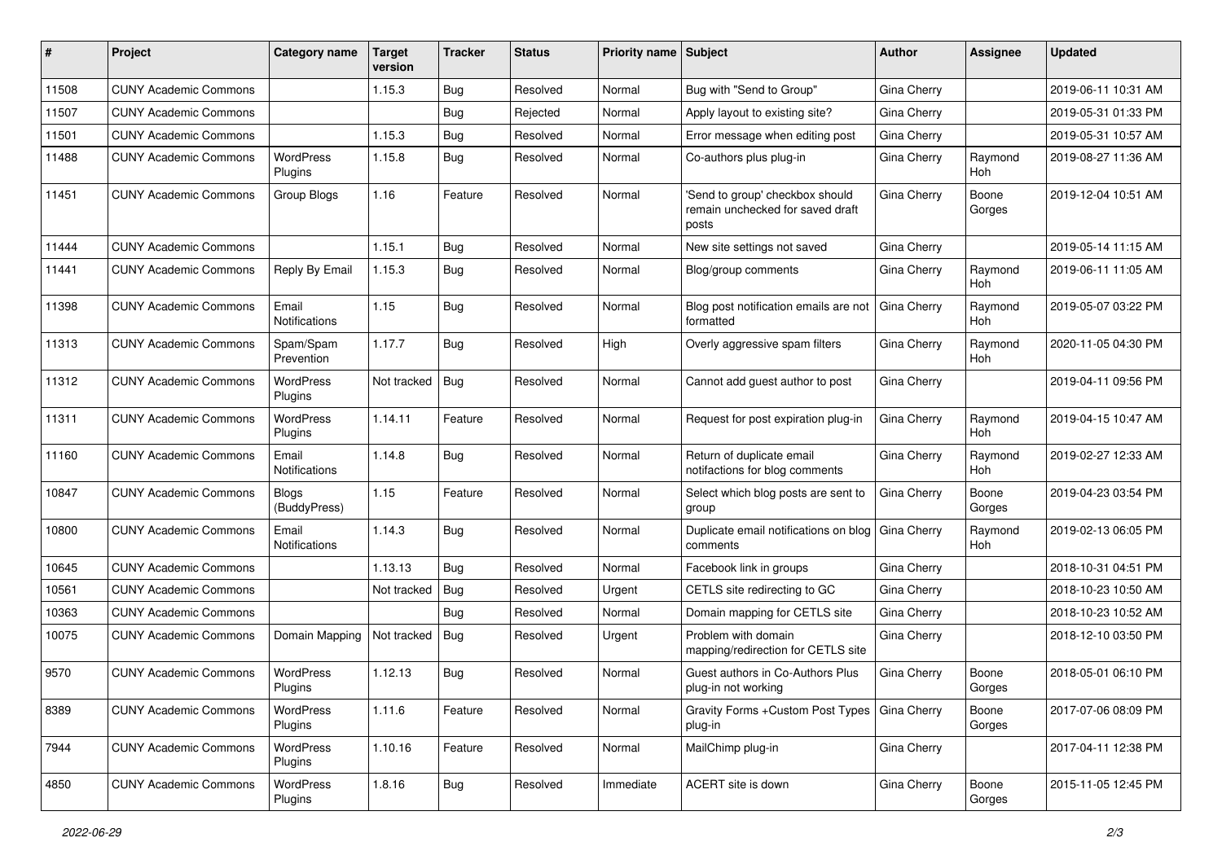| # | Project | Category name | Target version | Tracker | Status | Priority name | Subject | Author | Assignee | Updated |
|---|---|---|---|---|---|---|---|---|---|---|
| 11508 | CUNY Academic Commons | | 1.15.3 | Bug | Resolved | Normal | Bug with "Send to Group" | Gina Cherry | | 2019-06-11 10:31 AM |
| 11507 | CUNY Academic Commons | | | Bug | Rejected | Normal | Apply layout to existing site? | Gina Cherry | | 2019-05-31 01:33 PM |
| 11501 | CUNY Academic Commons | | 1.15.3 | Bug | Resolved | Normal | Error message when editing post | Gina Cherry | | 2019-05-31 10:57 AM |
| 11488 | CUNY Academic Commons | WordPress Plugins | 1.15.8 | Bug | Resolved | Normal | Co-authors plus plug-in | Gina Cherry | Raymond Hoh | 2019-08-27 11:36 AM |
| 11451 | CUNY Academic Commons | Group Blogs | 1.16 | Feature | Resolved | Normal | 'Send to group' checkbox should remain unchecked for saved draft posts | Gina Cherry | Boone Gorges | 2019-12-04 10:51 AM |
| 11444 | CUNY Academic Commons | | 1.15.1 | Bug | Resolved | Normal | New site settings not saved | Gina Cherry | | 2019-05-14 11:15 AM |
| 11441 | CUNY Academic Commons | Reply By Email | 1.15.3 | Bug | Resolved | Normal | Blog/group comments | Gina Cherry | Raymond Hoh | 2019-06-11 11:05 AM |
| 11398 | CUNY Academic Commons | Email Notifications | 1.15 | Bug | Resolved | Normal | Blog post notification emails are not formatted | Gina Cherry | Raymond Hoh | 2019-05-07 03:22 PM |
| 11313 | CUNY Academic Commons | Spam/Spam Prevention | 1.17.7 | Bug | Resolved | High | Overly aggressive spam filters | Gina Cherry | Raymond Hoh | 2020-11-05 04:30 PM |
| 11312 | CUNY Academic Commons | WordPress Plugins | Not tracked | Bug | Resolved | Normal | Cannot add guest author to post | Gina Cherry | | 2019-04-11 09:56 PM |
| 11311 | CUNY Academic Commons | WordPress Plugins | 1.14.11 | Feature | Resolved | Normal | Request for post expiration plug-in | Gina Cherry | Raymond Hoh | 2019-04-15 10:47 AM |
| 11160 | CUNY Academic Commons | Email Notifications | 1.14.8 | Bug | Resolved | Normal | Return of duplicate email notifactions for blog comments | Gina Cherry | Raymond Hoh | 2019-02-27 12:33 AM |
| 10847 | CUNY Academic Commons | Blogs (BuddyPress) | 1.15 | Feature | Resolved | Normal | Select which blog posts are sent to group | Gina Cherry | Boone Gorges | 2019-04-23 03:54 PM |
| 10800 | CUNY Academic Commons | Email Notifications | 1.14.3 | Bug | Resolved | Normal | Duplicate email notifications on blog comments | Gina Cherry | Raymond Hoh | 2019-02-13 06:05 PM |
| 10645 | CUNY Academic Commons | | 1.13.13 | Bug | Resolved | Normal | Facebook link in groups | Gina Cherry | | 2018-10-31 04:51 PM |
| 10561 | CUNY Academic Commons | | Not tracked | Bug | Resolved | Urgent | CETLS site redirecting to GC | Gina Cherry | | 2018-10-23 10:50 AM |
| 10363 | CUNY Academic Commons | | | Bug | Resolved | Normal | Domain mapping for CETLS site | Gina Cherry | | 2018-10-23 10:52 AM |
| 10075 | CUNY Academic Commons | Domain Mapping | Not tracked | Bug | Resolved | Urgent | Problem with domain mapping/redirection for CETLS site | Gina Cherry | | 2018-12-10 03:50 PM |
| 9570 | CUNY Academic Commons | WordPress Plugins | 1.12.13 | Bug | Resolved | Normal | Guest authors in Co-Authors Plus plug-in not working | Gina Cherry | Boone Gorges | 2018-05-01 06:10 PM |
| 8389 | CUNY Academic Commons | WordPress Plugins | 1.11.6 | Feature | Resolved | Normal | Gravity Forms +Custom Post Types plug-in | Gina Cherry | Boone Gorges | 2017-07-06 08:09 PM |
| 7944 | CUNY Academic Commons | WordPress Plugins | 1.10.16 | Feature | Resolved | Normal | MailChimp plug-in | Gina Cherry | | 2017-04-11 12:38 PM |
| 4850 | CUNY Academic Commons | WordPress Plugins | 1.8.16 | Bug | Resolved | Immediate | ACERT site is down | Gina Cherry | Boone Gorges | 2015-11-05 12:45 PM |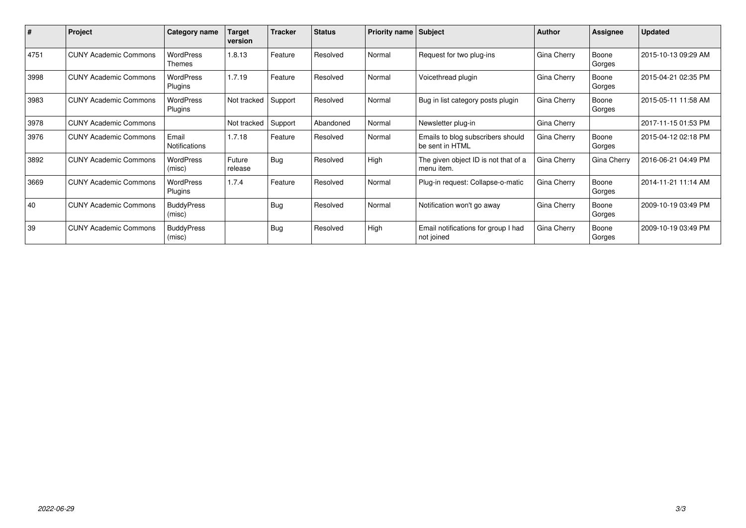| # | Project | Category name | Target version | Tracker | Status | Priority name | Subject | Author | Assignee | Updated |
|---|---|---|---|---|---|---|---|---|---|---|
| 4751 | CUNY Academic Commons | WordPress Themes | 1.8.13 | Feature | Resolved | Normal | Request for two plug-ins | Gina Cherry | Boone Gorges | 2015-10-13 09:29 AM |
| 3998 | CUNY Academic Commons | WordPress Plugins | 1.7.19 | Feature | Resolved | Normal | Voicethread plugin | Gina Cherry | Boone Gorges | 2015-04-21 02:35 PM |
| 3983 | CUNY Academic Commons | WordPress Plugins | Not tracked | Support | Resolved | Normal | Bug in list category posts plugin | Gina Cherry | Boone Gorges | 2015-05-11 11:58 AM |
| 3978 | CUNY Academic Commons | | Not tracked | Support | Abandoned | Normal | Newsletter plug-in | Gina Cherry | | 2017-11-15 01:53 PM |
| 3976 | CUNY Academic Commons | Email Notifications | 1.7.18 | Feature | Resolved | Normal | Emails to blog subscribers should be sent in HTML | Gina Cherry | Boone Gorges | 2015-04-12 02:18 PM |
| 3892 | CUNY Academic Commons | WordPress (misc) | Future release | Bug | Resolved | High | The given object ID is not that of a menu item. | Gina Cherry | Gina Cherry | 2016-06-21 04:49 PM |
| 3669 | CUNY Academic Commons | WordPress Plugins | 1.7.4 | Feature | Resolved | Normal | Plug-in request: Collapse-o-matic | Gina Cherry | Boone Gorges | 2014-11-21 11:14 AM |
| 40 | CUNY Academic Commons | BuddyPress (misc) | | Bug | Resolved | Normal | Notification won't go away | Gina Cherry | Boone Gorges | 2009-10-19 03:49 PM |
| 39 | CUNY Academic Commons | BuddyPress (misc) | | Bug | Resolved | High | Email notifications for group I had not joined | Gina Cherry | Boone Gorges | 2009-10-19 03:49 PM |